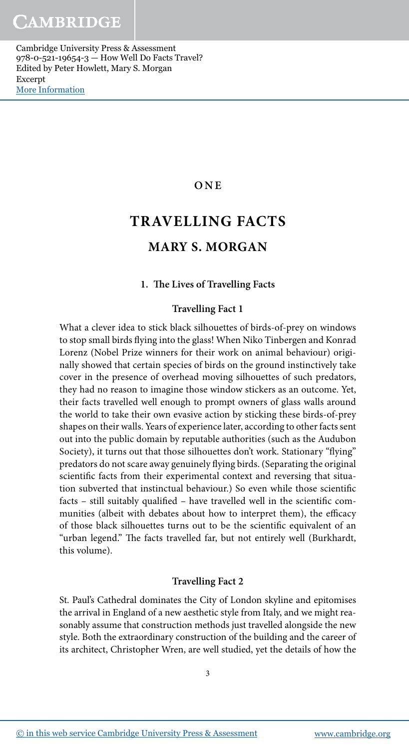# ONE

# TRAVELLING FACTS

## MARY S. MORGAN

### 1. The Lives of Travelling Facts

#### Travelling Fact 1

What a clever idea to stick black silhouettes of birds-of-prey on windows to stop small birds flying into the glass! When Niko Tinbergen and Konrad Lorenz (Nobel Prize winners for their work on animal behaviour) originally showed that certain species of birds on the ground instinctively take cover in the presence of overhead moving silhouettes of such predators, they had no reason to imagine those window stickers as an outcome. Yet, their facts travelled well enough to prompt owners of glass walls around the world to take their own evasive action by sticking these birds-of-prey shapes on their walls. Years of experience later, according to other facts sent out into the public domain by reputable authorities (such as the Audubon Society), it turns out that those silhouettes don't work. Stationary "flying" predators do not scare away genuinely flying birds. (Separating the original scientific facts from their experimental context and reversing that situation subverted that instinctual behaviour.) So even while those scientific facts – still suitably qualified – have travelled well in the scientific communities (albeit with debates about how to interpret them), the efficacy of those black silhouettes turns out to be the scientific equivalent of an "urban legend." The facts travelled far, but not entirely well (Burkhardt, this volume).

#### Travelling Fact 2

St. Paul's Cathedral dominates the City of London skyline and epitomises the arrival in England of a new aesthetic style from Italy, and we might reasonably assume that construction methods just travelled alongside the new style. Both the extraordinary construction of the building and the career of its architect, Christopher Wren, are well studied, yet the details of how the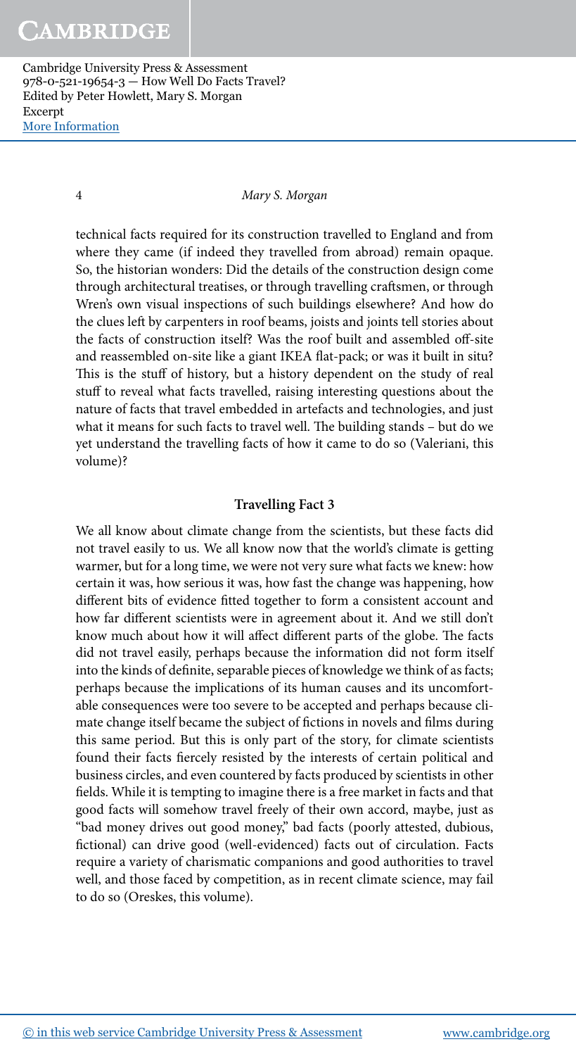technical facts required for its construction travelled to England and from where they came (if indeed they travelled from abroad) remain opaque. So, the historian wonders: Did the details of the construction design come through architectural treatises, or through travelling craftsmen, or through Wren's own visual inspections of such buildings elsewhere? And how do the clues left by carpenters in roof beams, joists and joints tell stories about the facts of construction itself? Was the roof built and assembled off-site and reassembled on-site like a giant IKEA flat-pack; or was it built in situ? This is the stuff of history, but a history dependent on the study of real stuff to reveal what facts travelled, raising interesting questions about the nature of facts that travel embedded in artefacts and technologies, and just what it means for such facts to travel well. The building stands – but do we yet understand the travelling facts of how it came to do so (Valeriani, this volume)?

### Travelling Fact 3

We all know about climate change from the scientists, but these facts did not travel easily to us. We all know now that the world's climate is getting warmer, but for a long time, we were not very sure what facts we knew: how certain it was, how serious it was, how fast the change was happening, how different bits of evidence fitted together to form a consistent account and how far different scientists were in agreement about it. And we still don't know much about how it will affect different parts of the globe. The facts did not travel easily, perhaps because the information did not form itself into the kinds of definite, separable pieces of knowledge we think of as facts; perhaps because the implications of its human causes and its uncomfortable consequences were too severe to be accepted and perhaps because climate change itself became the subject of fictions in novels and films during this same period. But this is only part of the story, for climate scientists found their facts fiercely resisted by the interests of certain political and business circles, and even countered by facts produced by scientists in other fields. While it is tempting to imagine there is a free market in facts and that good facts will somehow travel freely of their own accord, maybe, just as "bad money drives out good money," bad facts (poorly attested, dubious, fictional) can drive good (well-evidenced) facts out of circulation. Facts require a variety of charismatic companions and good authorities to travel well, and those faced by competition, as in recent climate science, may fail to do so (Oreskes, this volume).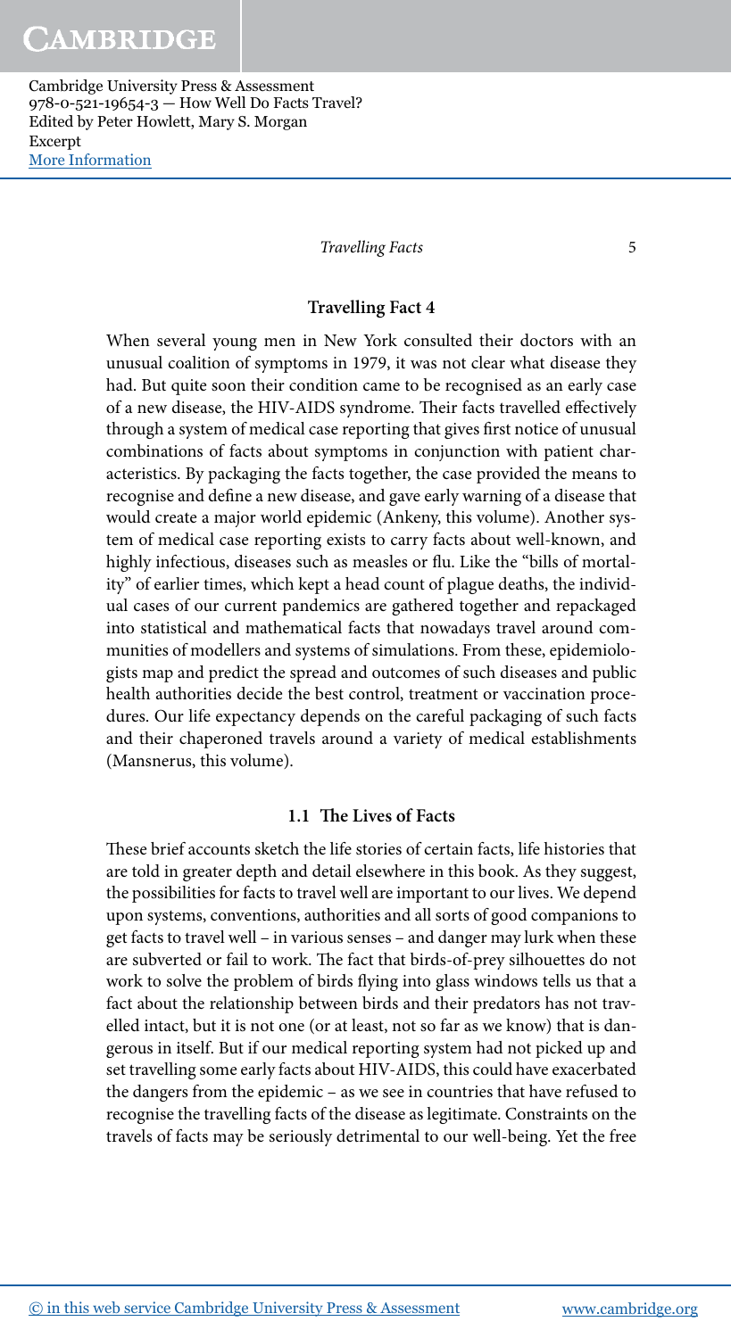### Travelling Fact 4

When several young men in New York consulted their doctors with an unusual coalition of symptoms in 1979, it was not clear what disease they had. But quite soon their condition came to be recognised as an early case of a new disease, the HIV-AIDS syndrome. Their facts travelled effectively through a system of medical case reporting that gives first notice of unusual combinations of facts about symptoms in conjunction with patient characteristics. By packaging the facts together, the case provided the means to recognise and define a new disease, and gave early warning of a disease that would create a major world epidemic (Ankeny, this volume). Another system of medical case reporting exists to carry facts about well-known, and highly infectious, diseases such as measles or flu. Like the "bills of mortality" of earlier times, which kept a head count of plague deaths, the individual cases of our current pandemics are gathered together and repackaged into statistical and mathematical facts that nowadays travel around communities of modellers and systems of simulations. From these, epidemiologists map and predict the spread and outcomes of such diseases and public health authorities decide the best control, treatment or vaccination procedures. Our life expectancy depends on the careful packaging of such facts and their chaperoned travels around a variety of medical establishments (Mansnerus, this volume).

## 1.1 The Lives of Facts

These brief accounts sketch the life stories of certain facts, life histories that are told in greater depth and detail elsewhere in this book. As they suggest, the possibilities for facts to travel well are important to our lives. We depend upon systems, conventions, authorities and all sorts of good companions to get facts to travel well – in various senses – and danger may lurk when these are subverted or fail to work. The fact that birds-of-prey silhouettes do not work to solve the problem of birds flying into glass windows tells us that a fact about the relationship between birds and their predators has not travelled intact, but it is not one (or at least, not so far as we know) that is dangerous in itself. But if our medical reporting system had not picked up and set travelling some early facts about HIV-AIDS, this could have exacerbated the dangers from the epidemic – as we see in countries that have refused to recognise the travelling facts of the disease as legitimate. Constraints on the travels of facts may be seriously detrimental to our well-being. Yet the free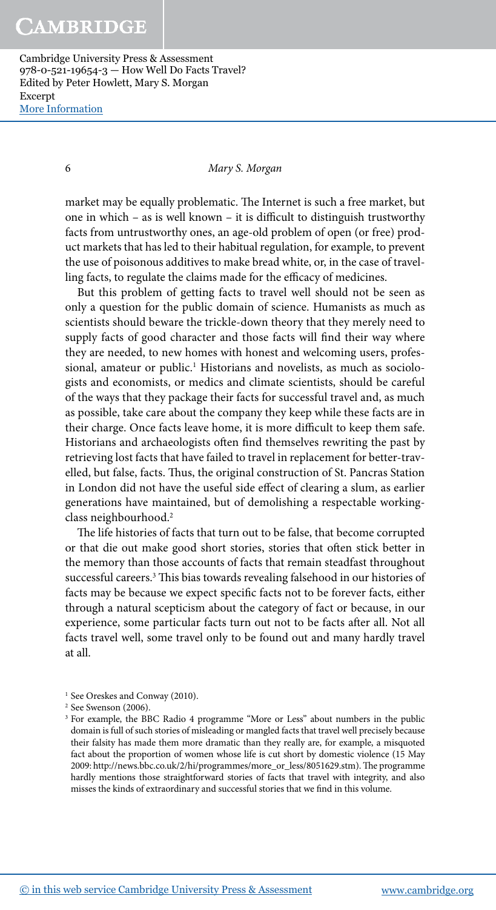market may be equally problematic. The Internet is such a free market, but one in which – as is well known – it is difficult to distinguish trustworthy facts from untrustworthy ones, an age-old problem of open (or free) product markets that has led to their habitual regulation, for example, to prevent the use of poisonous additives to make bread white, or, in the case of travelling facts, to regulate the claims made for the efficacy of medicines.

But this problem of getting facts to travel well should not be seen as only a question for the public domain of science. Humanists as much as scientists should beware the trickle-down theory that they merely need to supply facts of good character and those facts will find their way where they are needed, to new homes with honest and welcoming users, professional, amateur or public.[1] Historians and novelists, as much as sociologists and economists, or medics and climate scientists, should be careful of the ways that they package their facts for successful travel and, as much as possible, take care about the company they keep while these facts are in their charge. Once facts leave home, it is more difficult to keep them safe. Historians and archaeologists often find themselves rewriting the past by retrieving lost facts that have failed to travel in replacement for better-travelled, but false, facts. Thus, the original construction of St. Pancras Station in London did not have the useful side effect of clearing a slum, as earlier generations have maintained, but of demolishing a respectable working-class neighbourhood.[2]

The life histories of facts that turn out to be false, that become corrupted or that die out make good short stories, stories that often stick better in the memory than those accounts of facts that remain steadfast throughout successful careers.[3] This bias towards revealing falsehood in our histories of facts may be because we expect specific facts not to be forever facts, either through a natural scepticism about the category of fact or because, in our experience, some particular facts turn out not to be facts after all. Not all facts travel well, some travel only to be found out and many hardly travel at all.

---

[1] See Oreskes and Conway (2010).

[2] See Swenson (2006).

[3] For example, the BBC Radio 4 programme "More or Less" about numbers in the public domain is full of such stories of misleading or mangled facts that travel well precisely because their falsity has made them more dramatic than they really are, for example, a misquoted fact about the proportion of women whose life is cut short by domestic violence (15 May 2009: http://news.bbc.co.uk/2/hi/programmes/more_or_less/8051629.stm). The programme hardly mentions those straightforward stories of facts that travel with integrity, and also misses the kinds of extraordinary and successful stories that we find in this volume.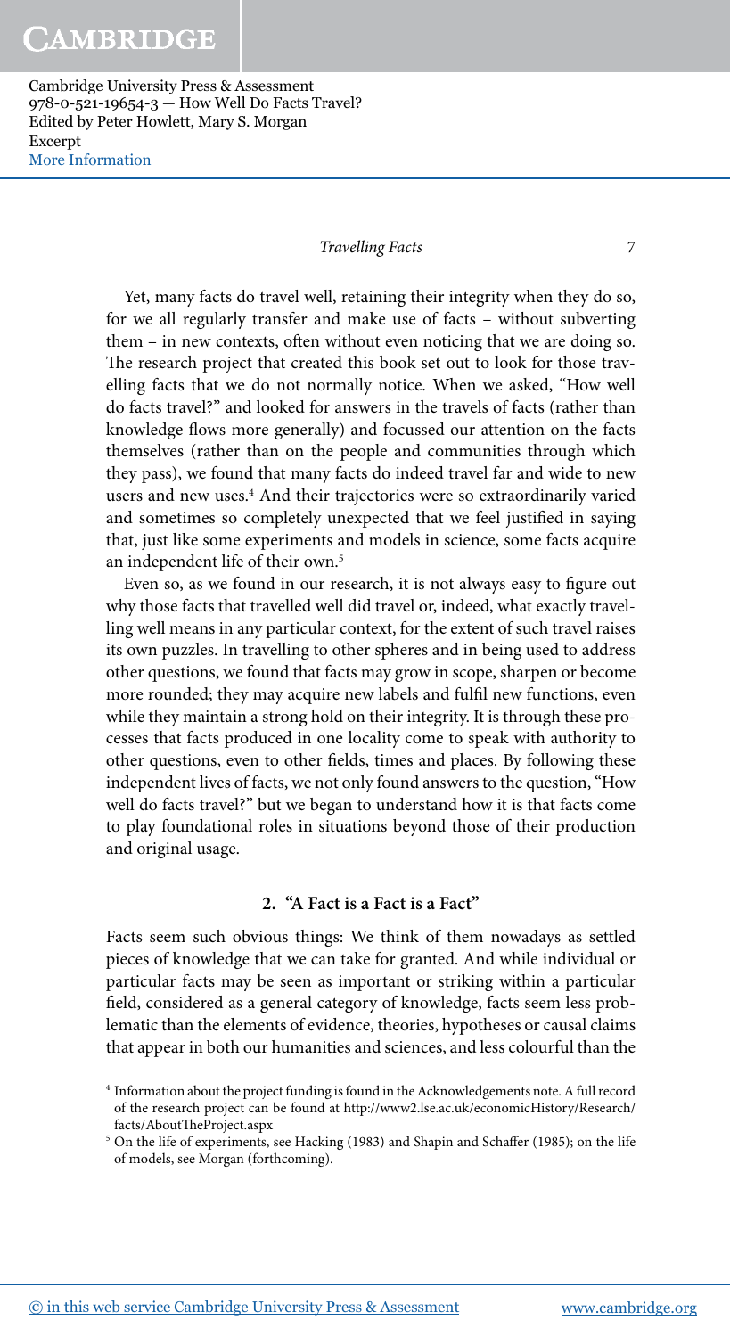Yet, many facts do travel well, retaining their integrity when they do so, for we all regularly transfer and make use of facts – without subverting them – in new contexts, often without even noticing that we are doing so. The research project that created this book set out to look for those travelling facts that we do not normally notice. When we asked, "How well do facts travel?" and looked for answers in the travels of facts (rather than knowledge flows more generally) and focussed our attention on the facts themselves (rather than on the people and communities through which they pass), we found that many facts do indeed travel far and wide to new users and new uses.[4] And their trajectories were so extraordinarily varied and sometimes so completely unexpected that we feel justified in saying that, just like some experiments and models in science, some facts acquire an independent life of their own.[5]

Even so, as we found in our research, it is not always easy to figure out why those facts that travelled well did travel or, indeed, what exactly travelling well means in any particular context, for the extent of such travel raises its own puzzles. In travelling to other spheres and in being used to address other questions, we found that facts may grow in scope, sharpen or become more rounded; they may acquire new labels and fulfil new functions, even while they maintain a strong hold on their integrity. It is through these processes that facts produced in one locality come to speak with authority to other questions, even to other fields, times and places. By following these independent lives of facts, we not only found answers to the question, "How well do facts travel?" but we began to understand how it is that facts come to play foundational roles in situations beyond those of their production and original usage.

## 2. "A Fact is a Fact is a Fact"

Facts seem such obvious things: We think of them nowadays as settled pieces of knowledge that we can take for granted. And while individual or particular facts may be seen as important or striking within a particular field, considered as a general category of knowledge, facts seem less problematic than the elements of evidence, theories, hypotheses or causal claims that appear in both our humanities and sciences, and less colourful than the

[4] Information about the project funding is found in the Acknowledgements note. A full record of the research project can be found at http://www2.lse.ac.uk/economicHistory/Research/facts/AboutTheProject.aspx

[5] On the life of experiments, see Hacking (1983) and Shapin and Schaffer (1985); on the life of models, see Morgan (forthcoming).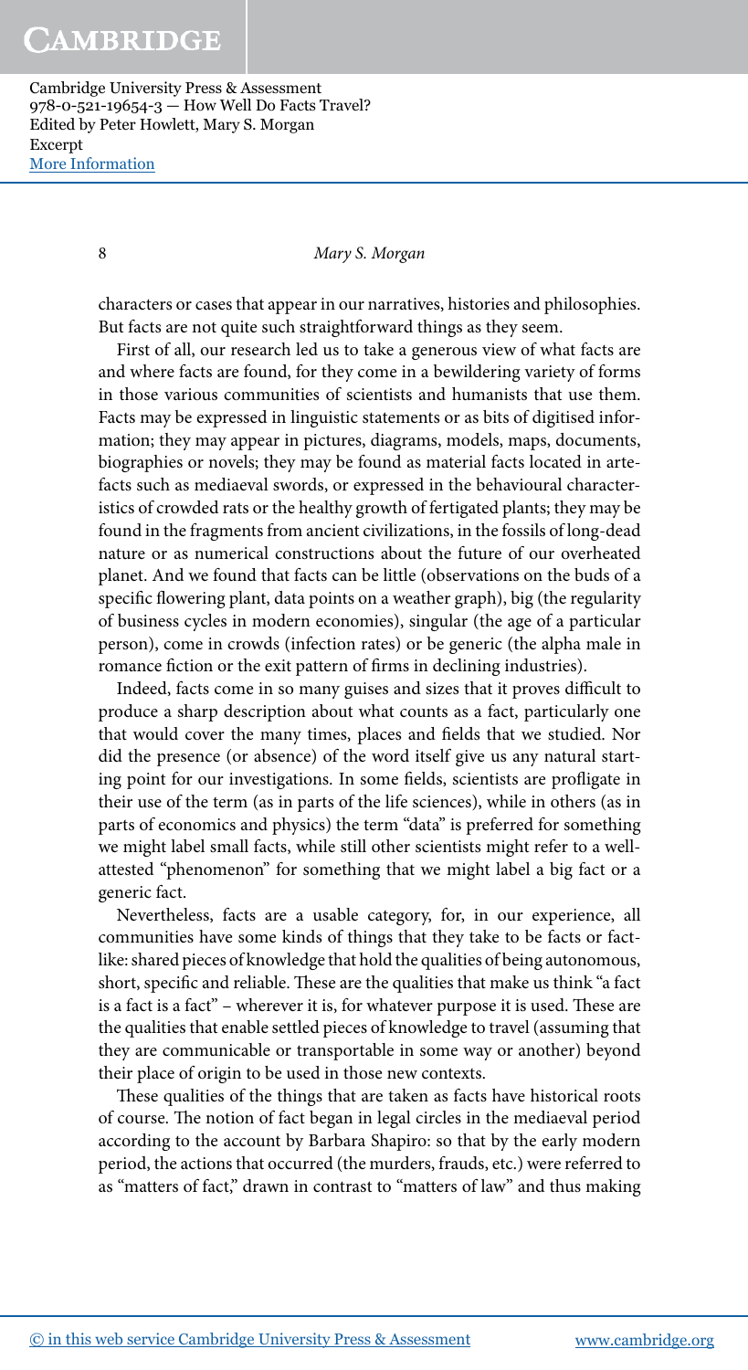characters or cases that appear in our narratives, histories and philosophies. But facts are not quite such straightforward things as they seem.

First of all, our research led us to take a generous view of what facts are and where facts are found, for they come in a bewildering variety of forms in those various communities of scientists and humanists that use them. Facts may be expressed in linguistic statements or as bits of digitised information; they may appear in pictures, diagrams, models, maps, documents, biographies or novels; they may be found as material facts located in artefacts such as mediaeval swords, or expressed in the behavioural characteristics of crowded rats or the healthy growth of fertigated plants; they may be found in the fragments from ancient civilizations, in the fossils of long-dead nature or as numerical constructions about the future of our overheated planet. And we found that facts can be little (observations on the buds of a specific flowering plant, data points on a weather graph), big (the regularity of business cycles in modern economies), singular (the age of a particular person), come in crowds (infection rates) or be generic (the alpha male in romance fiction or the exit pattern of firms in declining industries).

Indeed, facts come in so many guises and sizes that it proves difficult to produce a sharp description about what counts as a fact, particularly one that would cover the many times, places and fields that we studied. Nor did the presence (or absence) of the word itself give us any natural starting point for our investigations. In some fields, scientists are profligate in their use of the term (as in parts of the life sciences), while in others (as in parts of economics and physics) the term "data" is preferred for something we might label small facts, while still other scientists might refer to a well-attested "phenomenon" for something that we might label a big fact or a generic fact.

Nevertheless, facts are a usable category, for, in our experience, all communities have some kinds of things that they take to be facts or fact-like: shared pieces of knowledge that hold the qualities of being autonomous, short, specific and reliable. These are the qualities that make us think "a fact is a fact is a fact" – wherever it is, for whatever purpose it is used. These are the qualities that enable settled pieces of knowledge to travel (assuming that they are communicable or transportable in some way or another) beyond their place of origin to be used in those new contexts.

These qualities of the things that are taken as facts have historical roots of course. The notion of fact began in legal circles in the mediaeval period according to the account by Barbara Shapiro: so that by the early modern period, the actions that occurred (the murders, frauds, etc.) were referred to as "matters of fact," drawn in contrast to "matters of law" and thus making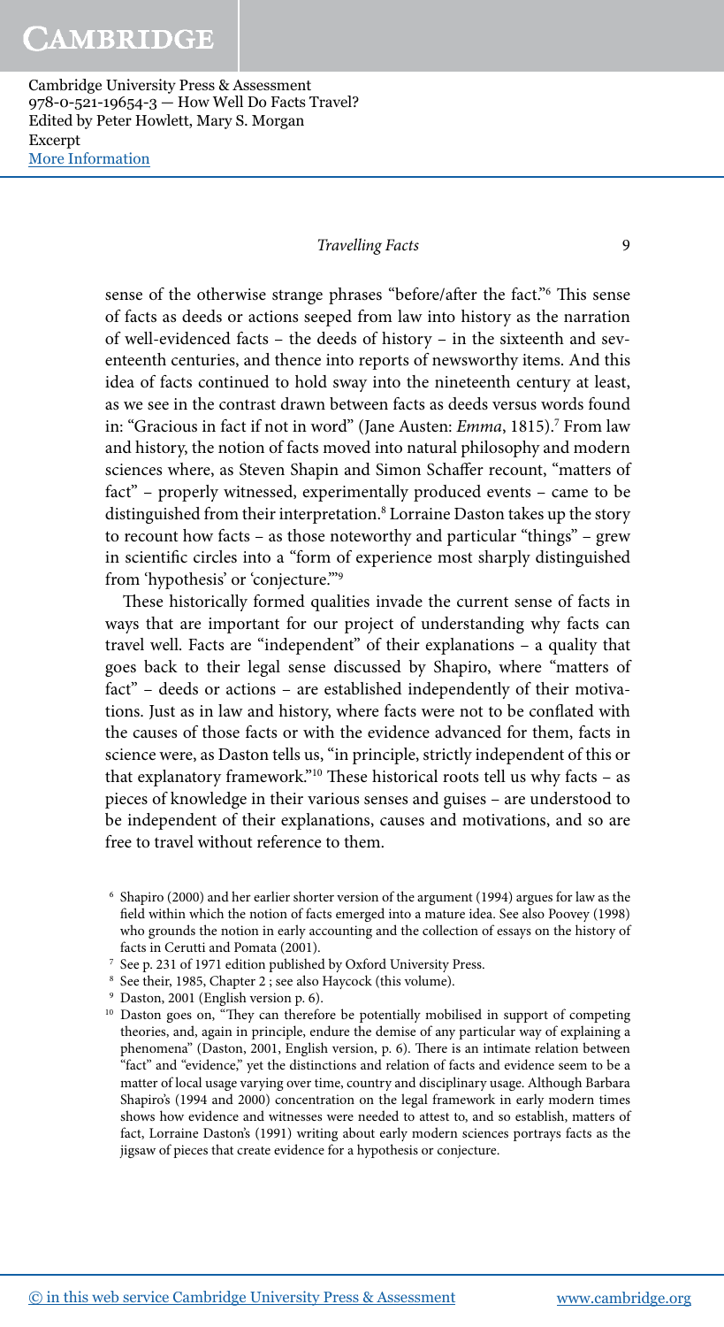sense of the otherwise strange phrases "before/after the fact."[6] This sense of facts as deeds or actions seeped from law into history as the narration of well-evidenced facts – the deeds of history – in the sixteenth and seventeenth centuries, and thence into reports of newsworthy items. And this idea of facts continued to hold sway into the nineteenth century at least, as we see in the contrast drawn between facts as deeds versus words found in: "Gracious in fact if not in word" (Jane Austen: *Emma*, 1815).[7] From law and history, the notion of facts moved into natural philosophy and modern sciences where, as Steven Shapin and Simon Schaffer recount, "matters of fact" – properly witnessed, experimentally produced events – came to be distinguished from their interpretation.[8] Lorraine Daston takes up the story to recount how facts – as those noteworthy and particular "things" – grew in scientific circles into a "form of experience most sharply distinguished from 'hypothesis' or 'conjecture.'"[9]

These historically formed qualities invade the current sense of facts in ways that are important for our project of understanding why facts can travel well. Facts are "independent" of their explanations – a quality that goes back to their legal sense discussed by Shapiro, where "matters of fact" – deeds or actions – are established independently of their motivations. Just as in law and history, where facts were not to be conflated with the causes of those facts or with the evidence advanced for them, facts in science were, as Daston tells us, "in principle, strictly independent of this or that explanatory framework."[10] These historical roots tell us why facts – as pieces of knowledge in their various senses and guises – are understood to be independent of their explanations, causes and motivations, and so are free to travel without reference to them.

---

[6] Shapiro (2000) and her earlier shorter version of the argument (1994) argues for law as the field within which the notion of facts emerged into a mature idea. See also Poovey (1998) who grounds the notion in early accounting and the collection of essays on the history of facts in Cerutti and Pomata (2001).

[7] See p. 231 of 1971 edition published by Oxford University Press.

[8] See their, 1985, Chapter 2 ; see also Haycock (this volume).

[9] Daston, 2001 (English version p. 6).

[10] Daston goes on, "They can therefore be potentially mobilised in support of competing theories, and, again in principle, endure the demise of any particular way of explaining a phenomena" (Daston, 2001, English version, p. 6). There is an intimate relation between "fact" and "evidence," yet the distinctions and relation of facts and evidence seem to be a matter of local usage varying over time, country and disciplinary usage. Although Barbara Shapiro's (1994 and 2000) concentration on the legal framework in early modern times shows how evidence and witnesses were needed to attest to, and so establish, matters of fact, Lorraine Daston's (1991) writing about early modern sciences portrays facts as the jigsaw of pieces that create evidence for a hypothesis or conjecture.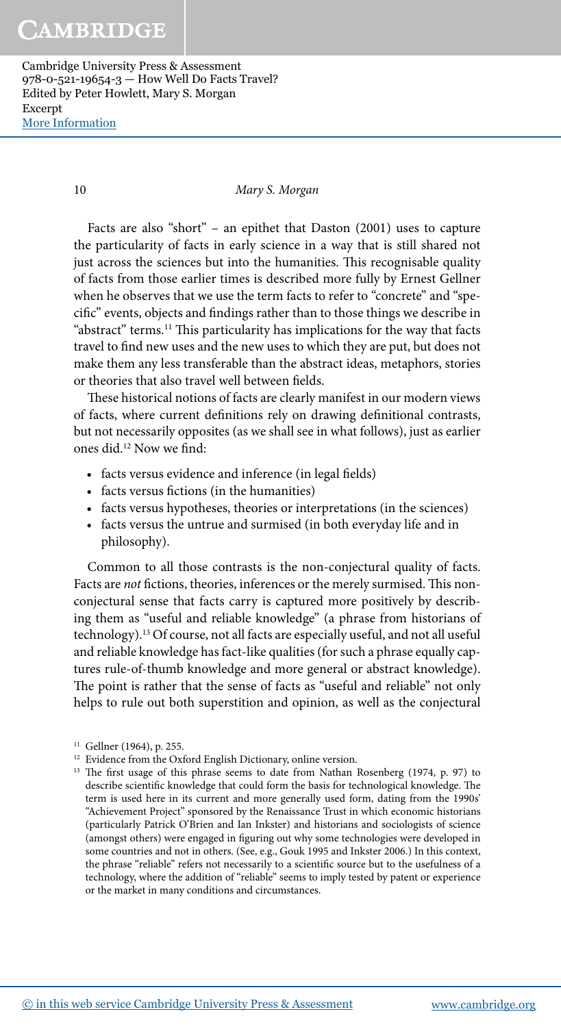Facts are also "short" – an epithet that Daston (2001) uses to capture the particularity of facts in early science in a way that is still shared not just across the sciences but into the humanities. This recognisable quality of facts from those earlier times is described more fully by Ernest Gellner when he observes that we use the term facts to refer to "concrete" and "specific" events, objects and findings rather than to those things we describe in "abstract" terms.[11] This particularity has implications for the way that facts travel to find new uses and the new uses to which they are put, but does not make them any less transferable than the abstract ideas, metaphors, stories or theories that also travel well between fields.

These historical notions of facts are clearly manifest in our modern views of facts, where current definitions rely on drawing definitional contrasts, but not necessarily opposites (as we shall see in what follows), just as earlier ones did.[12] Now we find:

- facts versus evidence and inference (in legal fields)
- facts versus fictions (in the humanities)
- facts versus hypotheses, theories or interpretations (in the sciences)
- facts versus the untrue and surmised (in both everyday life and in philosophy).

Common to all those contrasts is the non-conjectural quality of facts. Facts are *not* fictions, theories, inferences or the merely surmised. This non-conjectural sense that facts carry is captured more positively by describing them as "useful and reliable knowledge" (a phrase from historians of technology).[13] Of course, not all facts are especially useful, and not all useful and reliable knowledge has fact-like qualities (for such a phrase equally captures rule-of-thumb knowledge and more general or abstract knowledge). The point is rather that the sense of facts as "useful and reliable" not only helps to rule out both superstition and opinion, as well as the conjectural

[11] Gellner (1964), p. 255.

[12] Evidence from the Oxford English Dictionary, online version.

[13] The first usage of this phrase seems to date from Nathan Rosenberg (1974, p. 97) to describe scientific knowledge that could form the basis for technological knowledge. The term is used here in its current and more generally used form, dating from the 1990s' "Achievement Project" sponsored by the Renaissance Trust in which economic historians (particularly Patrick O'Brien and Ian Inkster) and historians and sociologists of science (amongst others) were engaged in figuring out why some technologies were developed in some countries and not in others. (See, e.g., Gouk 1995 and Inkster 2006.) In this context, the phrase "reliable" refers not necessarily to a scientific source but to the usefulness of a technology, where the addition of "reliable" seems to imply tested by patent or experience or the market in many conditions and circumstances.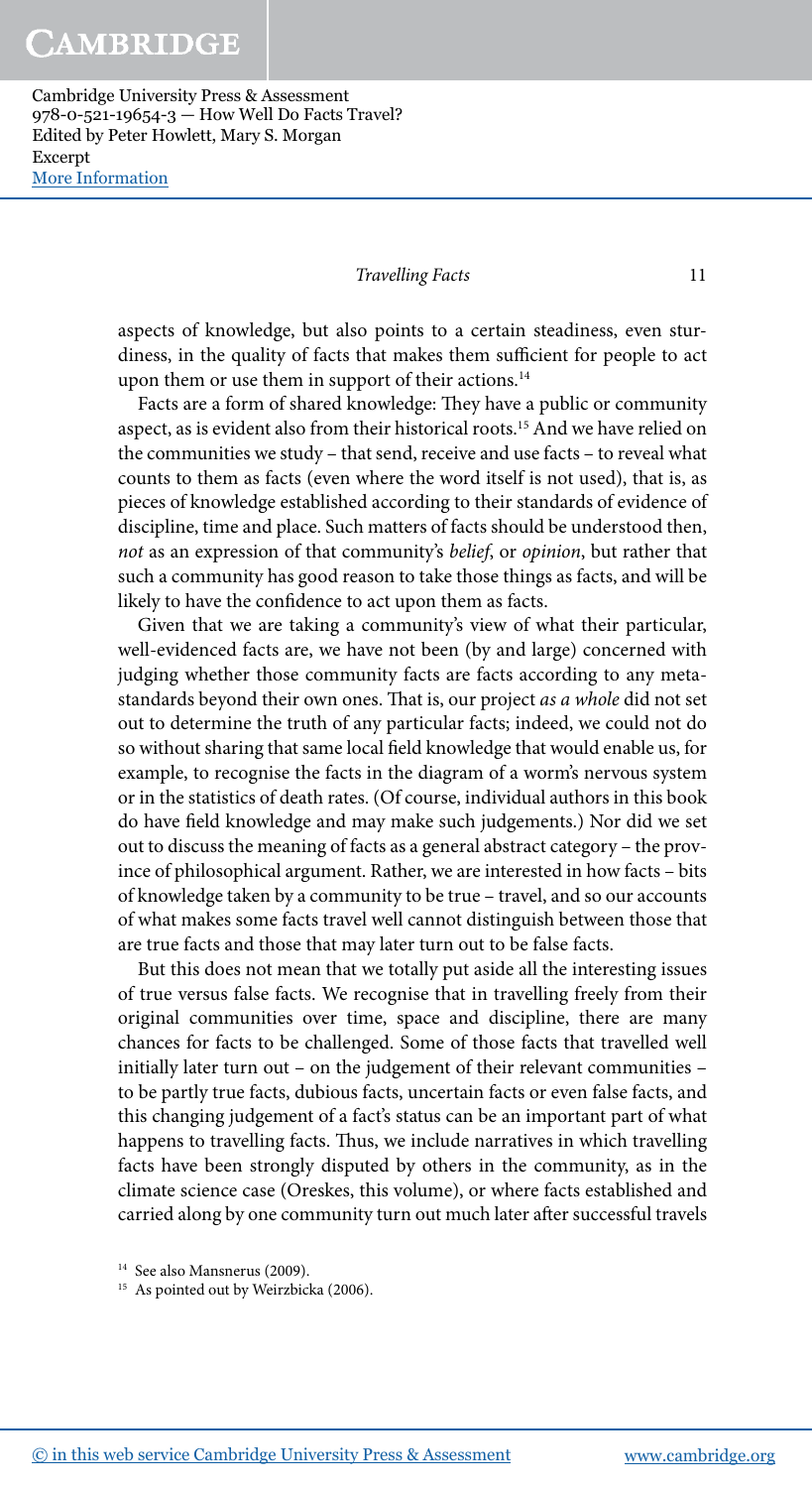aspects of knowledge, but also points to a certain steadiness, even sturdiness, in the quality of facts that makes them sufficient for people to act upon them or use them in support of their actions.[14]

Facts are a form of shared knowledge: They have a public or community aspect, as is evident also from their historical roots.[15] And we have relied on the communities we study – that send, receive and use facts – to reveal what counts to them as facts (even where the word itself is not used), that is, as pieces of knowledge established according to their standards of evidence of discipline, time and place. Such matters of facts should be understood then, *not* as an expression of that community's *belief*, or *opinion*, but rather that such a community has good reason to take those things as facts, and will be likely to have the confidence to act upon them as facts.

Given that we are taking a community's view of what their particular, well-evidenced facts are, we have not been (by and large) concerned with judging whether those community facts are facts according to any meta-standards beyond their own ones. That is, our project *as a whole* did not set out to determine the truth of any particular facts; indeed, we could not do so without sharing that same local field knowledge that would enable us, for example, to recognise the facts in the diagram of a worm's nervous system or in the statistics of death rates. (Of course, individual authors in this book do have field knowledge and may make such judgements.) Nor did we set out to discuss the meaning of facts as a general abstract category – the province of philosophical argument. Rather, we are interested in how facts – bits of knowledge taken by a community to be true – travel, and so our accounts of what makes some facts travel well cannot distinguish between those that are true facts and those that may later turn out to be false facts.

But this does not mean that we totally put aside all the interesting issues of true versus false facts. We recognise that in travelling freely from their original communities over time, space and discipline, there are many chances for facts to be challenged. Some of those facts that travelled well initially later turn out – on the judgement of their relevant communities – to be partly true facts, dubious facts, uncertain facts or even false facts, and this changing judgement of a fact's status can be an important part of what happens to travelling facts. Thus, we include narratives in which travelling facts have been strongly disputed by others in the community, as in the climate science case (Oreskes, this volume), or where facts established and carried along by one community turn out much later after successful travels

[14] See also Mansnerus (2009).

[15] As pointed out by Weirzbicka (2006).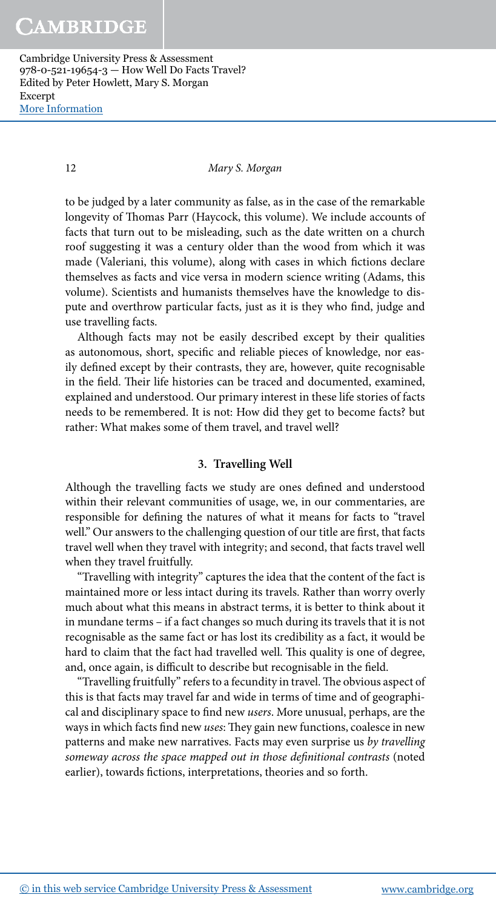to be judged by a later community as false, as in the case of the remarkable longevity of Thomas Parr (Haycock, this volume). We include accounts of facts that turn out to be misleading, such as the date written on a church roof suggesting it was a century older than the wood from which it was made (Valeriani, this volume), along with cases in which fictions declare themselves as facts and vice versa in modern science writing (Adams, this volume). Scientists and humanists themselves have the knowledge to dispute and overthrow particular facts, just as it is they who find, judge and use travelling facts.

Although facts may not be easily described except by their qualities as autonomous, short, specific and reliable pieces of knowledge, nor easily defined except by their contrasts, they are, however, quite recognisable in the field. Their life histories can be traced and documented, examined, explained and understood. Our primary interest in these life stories of facts needs to be remembered. It is not: How did they get to become facts? but rather: What makes some of them travel, and travel well?

### 3. Travelling Well

Although the travelling facts we study are ones defined and understood within their relevant communities of usage, we, in our commentaries, are responsible for defining the natures of what it means for facts to "travel well." Our answers to the challenging question of our title are first, that facts travel well when they travel with integrity; and second, that facts travel well when they travel fruitfully.

"Travelling with integrity" captures the idea that the content of the fact is maintained more or less intact during its travels. Rather than worry overly much about what this means in abstract terms, it is better to think about it in mundane terms – if a fact changes so much during its travels that it is not recognisable as the same fact or has lost its credibility as a fact, it would be hard to claim that the fact had travelled well. This quality is one of degree, and, once again, is difficult to describe but recognisable in the field.

"Travelling fruitfully" refers to a fecundity in travel. The obvious aspect of this is that facts may travel far and wide in terms of time and of geographical and disciplinary space to find new *users*. More unusual, perhaps, are the ways in which facts find new *uses*: They gain new functions, coalesce in new patterns and make new narratives. Facts may even surprise us *by travelling someway across the space mapped out in those definitional contrasts* (noted earlier), towards fictions, interpretations, theories and so forth.